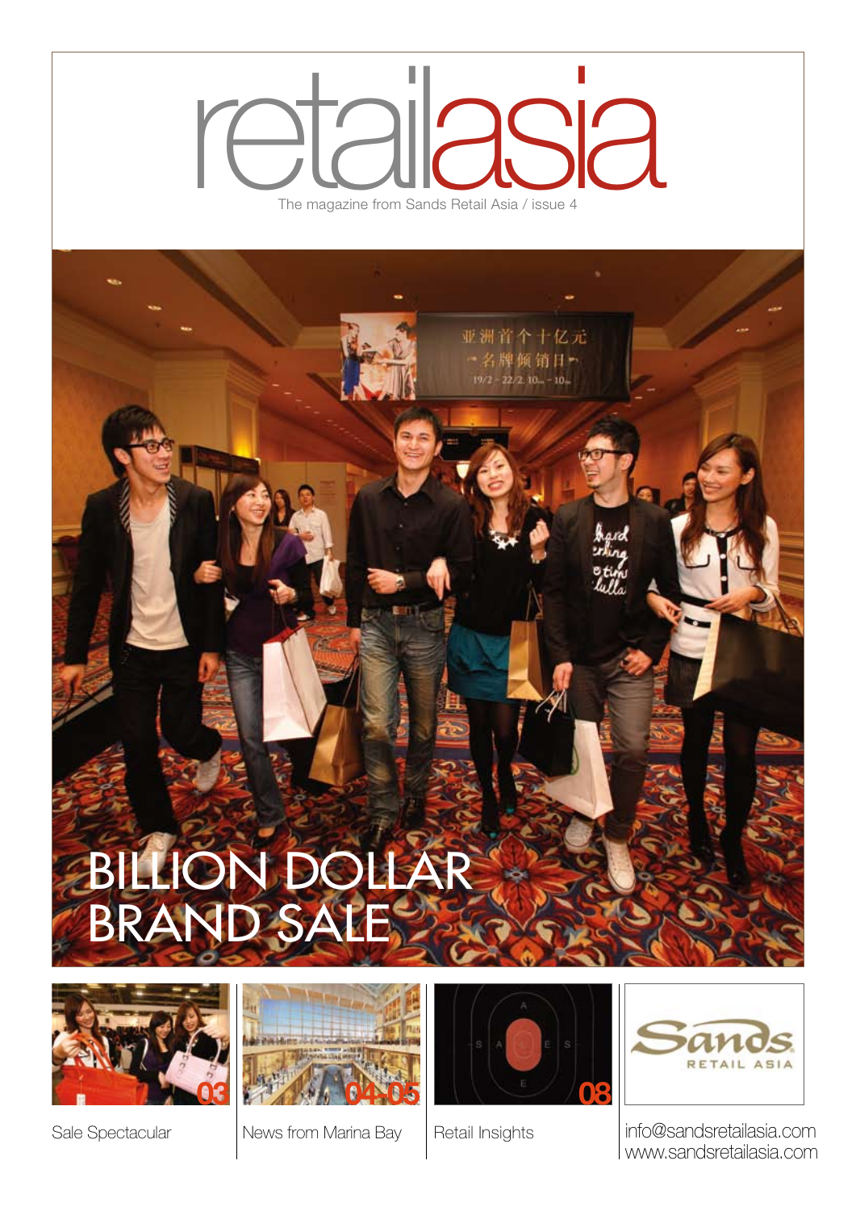# retailasia

The magazine from Sands Retail Asia / issue 4

# BILLION DOLLAR BRAND SALE

03 Sale Spectacular

04-05 News from Marina Bay

08 Retail Insights

Sands RETAIL ASIA

info@sandsretailasia.com
www.sandsretailasia.com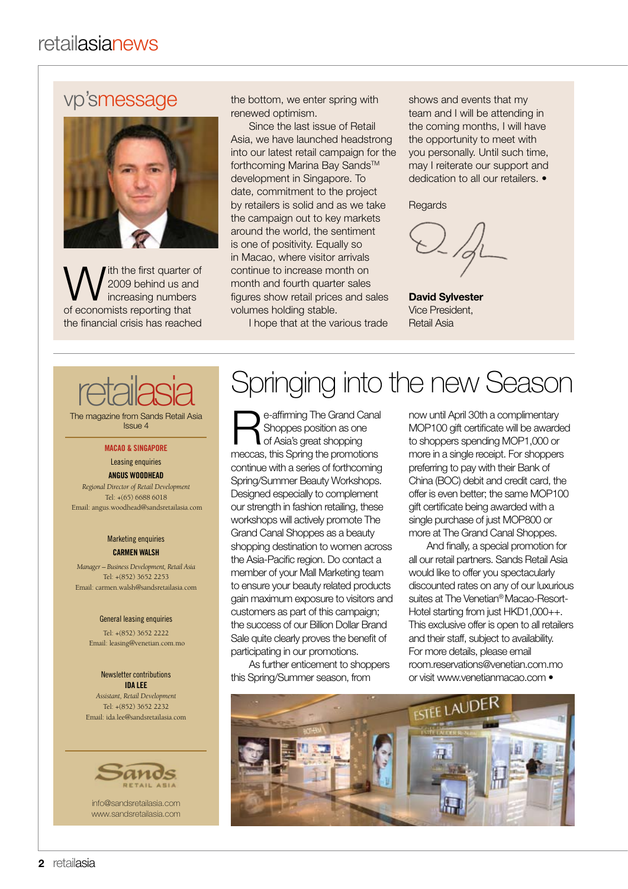## vp'smessage

With the first quarter of 2009 behind us and increasing numbers of economists reporting that the financial crisis has reached the bottom, we enter spring with renewed optimism.

Since the last issue of Retail Asia, we have launched headstrong into our latest retail campaign for the forthcoming Marina Bay Sands™ development in Singapore. To date, commitment to the project by retailers is solid and as we take the campaign out to key markets around the world, the sentiment is one of positivity. Equally so in Macao, where visitor arrivals continue to increase month on month and fourth quarter sales figures show retail prices and sales volumes holding stable.

I hope that at the various trade shows and events that my team and I will be attending in the coming months, I will have the opportunity to meet with you personally. Until such time, may I reiterate our support and dedication to all our retailers. •

Regards

**David Sylvester**
Vice President,
Retail Asia

---

# retailasia

The magazine from Sands Retail Asia
Issue 4

**MACAO & SINGAPORE**

Leasing enquiries
**ANGUS WOODHEAD**
*Regional Director of Retail Development*
Tel: +(65) 6688 6018
Email: angus.woodhead@sandsretailasia.com

Marketing enquiries
**CARMEN WALSH**
*Manager – Business Development, Retail Asia*
Tel: +(852) 3652 2253
Email: carmen.walsh@sandsretailasia.com

General leasing enquiries
Tel: +(852) 3652 2222
Email: leasing@venetian.com.mo

Newsletter contributions
**IDA LEE**
*Assistant, Retail Development*
Tel: +(852) 3652 2232
Email: ida.lee@sandsretailasia.com

Sands Retail Asia

info@sandsretailasia.com
www.sandsretailasia.com

# Springing into the new Season

Re-affirming The Grand Canal Shoppes position as one of Asia's great shopping meccas, this Spring the promotions continue with a series of forthcoming Spring/Summer Beauty Workshops. Designed especially to complement our strength in fashion retailing, these workshops will actively promote The Grand Canal Shoppes as a beauty shopping destination to women across the Asia-Pacific region. Do contact a member of your Mall Marketing team to ensure your beauty related products gain maximum exposure to visitors and customers as part of this campaign; the success of our Billion Dollar Brand Sale quite clearly proves the benefit of participating in our promotions.

As further enticement to shoppers this Spring/Summer season, from now until April 30th a complimentary MOP100 gift certificate will be awarded to shoppers spending MOP1,000 or more in a single receipt. For shoppers preferring to pay with their Bank of China (BOC) debit and credit card, the offer is even better; the same MOP100 gift certificate being awarded with a single purchase of just MOP800 or more at The Grand Canal Shoppes.

And finally, a special promotion for all our retail partners. Sands Retail Asia would like to offer you spectacularly discounted rates on any of our luxurious suites at The Venetian® Macao-Resort-Hotel starting from just HKD1,000++. This exclusive offer is open to all retailers and their staff, subject to availability. For more details, please email room.reservations@venetian.com.mo or visit www.venetianmacao.com •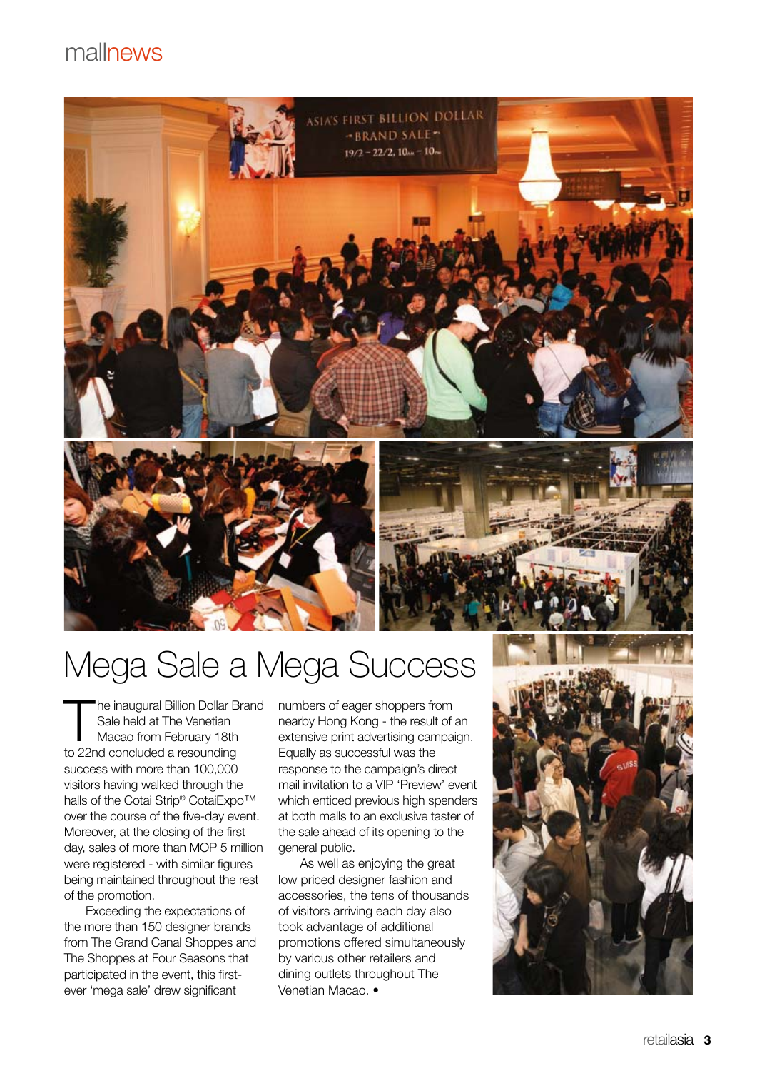# Mega Sale a Mega Success

The inaugural Billion Dollar Brand Sale held at The Venetian Macao from February 18th to 22nd concluded a resounding success with more than 100,000 visitors having walked through the halls of the Cotai Strip® CotaiExpo™ over the course of the five-day event. Moreover, at the closing of the first day, sales of more than MOP 5 million were registered - with similar figures being maintained throughout the rest of the promotion.

Exceeding the expectations of the more than 150 designer brands from The Grand Canal Shoppes and The Shoppes at Four Seasons that participated in the event, this first-ever 'mega sale' drew significant numbers of eager shoppers from nearby Hong Kong - the result of an extensive print advertising campaign. Equally as successful was the response to the campaign's direct mail invitation to a VIP 'Preview' event which enticed previous high spenders at both malls to an exclusive taster of the sale ahead of its opening to the general public.

As well as enjoying the great low priced designer fashion and accessories, the tens of thousands of visitors arriving each day also took advantage of additional promotions offered simultaneously by various other retailers and dining outlets throughout The Venetian Macao. •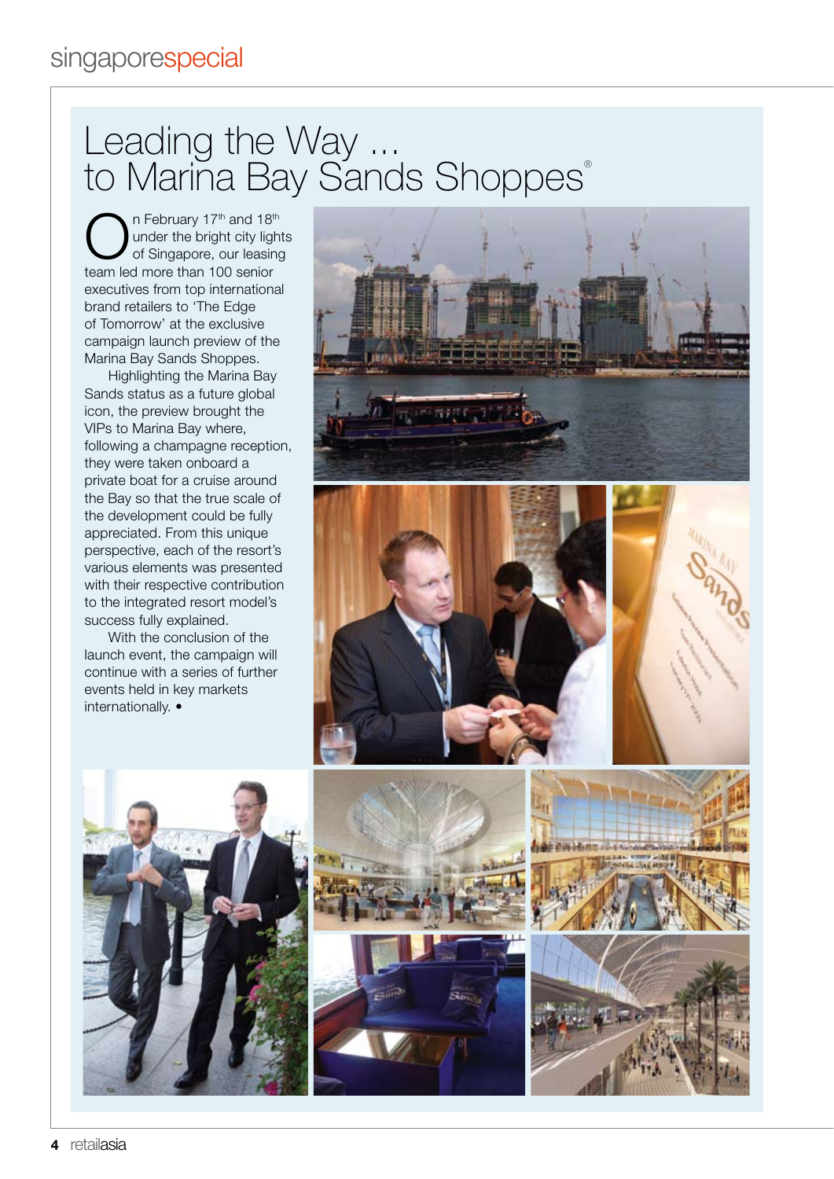# Leading the Way ... to Marina Bay Sands Shoppes®

On February 17th and 18th under the bright city lights of Singapore, our leasing team led more than 100 senior executives from top international brand retailers to 'The Edge of Tomorrow' at the exclusive campaign launch preview of the Marina Bay Sands Shoppes.

Highlighting the Marina Bay Sands status as a future global icon, the preview brought the VIPs to Marina Bay where, following a champagne reception, they were taken onboard a private boat for a cruise around the Bay so that the true scale of the development could be fully appreciated. From this unique perspective, each of the resort's various elements was presented with their respective contribution to the integrated resort model's success fully explained.

With the conclusion of the launch event, the campaign will continue with a series of further events held in key markets internationally. •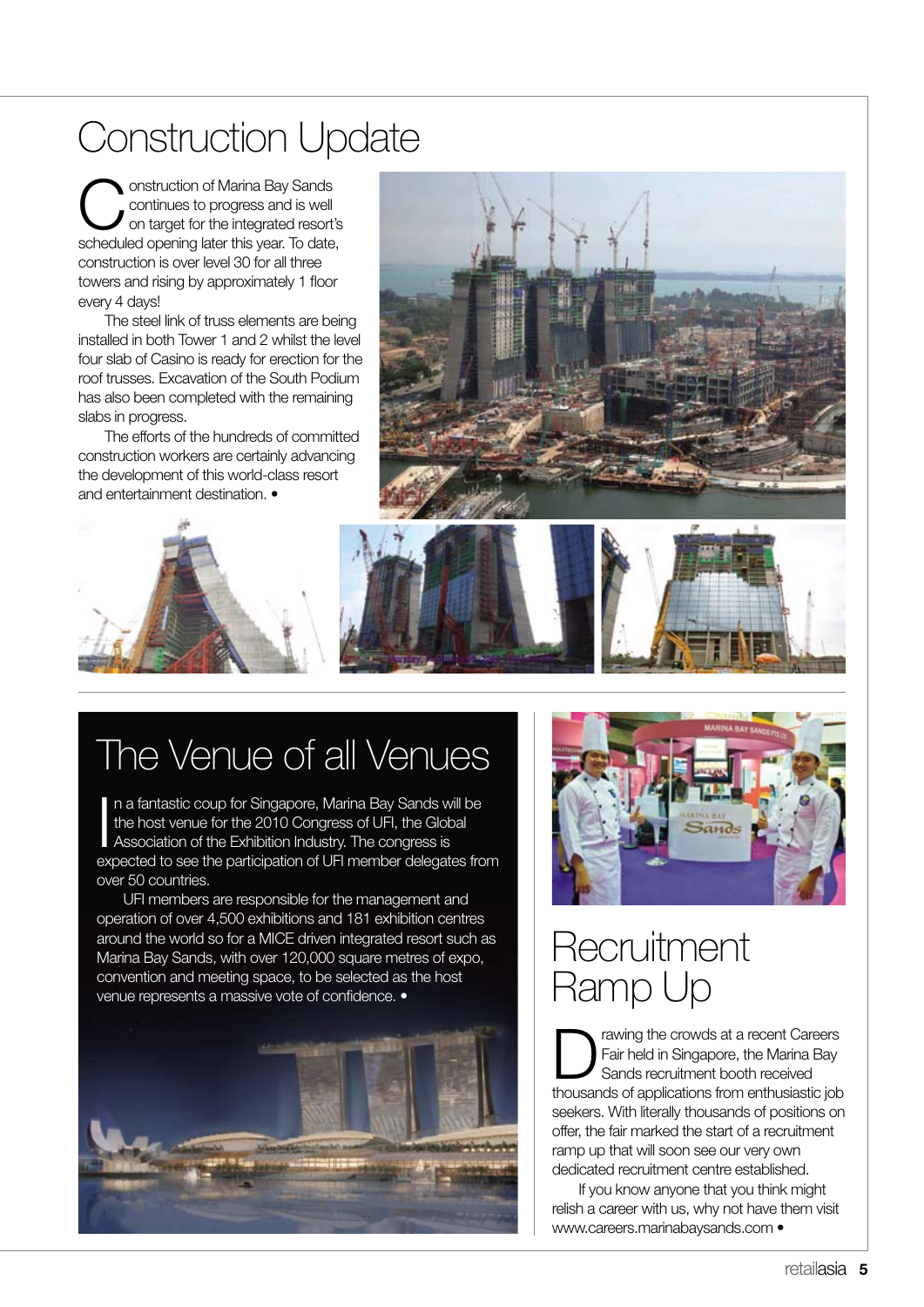# Construction Update

Construction of Marina Bay Sands continues to progress and is well on target for the integrated resort's scheduled opening later this year. To date, construction is over level 30 for all three towers and rising by approximately 1 floor every 4 days!

The steel link of truss elements are being installed in both Tower 1 and 2 whilst the level four slab of Casino is ready for erection for the roof trusses. Excavation of the South Podium has also been completed with the remaining slabs in progress.

The efforts of the hundreds of committed construction workers are certainly advancing the development of this world-class resort and entertainment destination. •

# The Venue of all Venues

In a fantastic coup for Singapore, Marina Bay Sands will be the host venue for the 2010 Congress of UFI, the Global Association of the Exhibition Industry. The congress is expected to see the participation of UFI member delegates from over 50 countries.

UFI members are responsible for the management and operation of over 4,500 exhibitions and 181 exhibition centres around the world so for a MICE driven integrated resort such as Marina Bay Sands, with over 120,000 square metres of expo, convention and meeting space, to be selected as the host venue represents a massive vote of confidence. •

# Recruitment Ramp Up

Drawing the crowds at a recent Careers Fair held in Singapore, the Marina Bay Sands recruitment booth received thousands of applications from enthusiastic job seekers. With literally thousands of positions on offer, the fair marked the start of a recruitment ramp up that will soon see our very own dedicated recruitment centre established.

If you know anyone that you think might relish a career with us, why not have them visit www.careers.marinabaysands.com •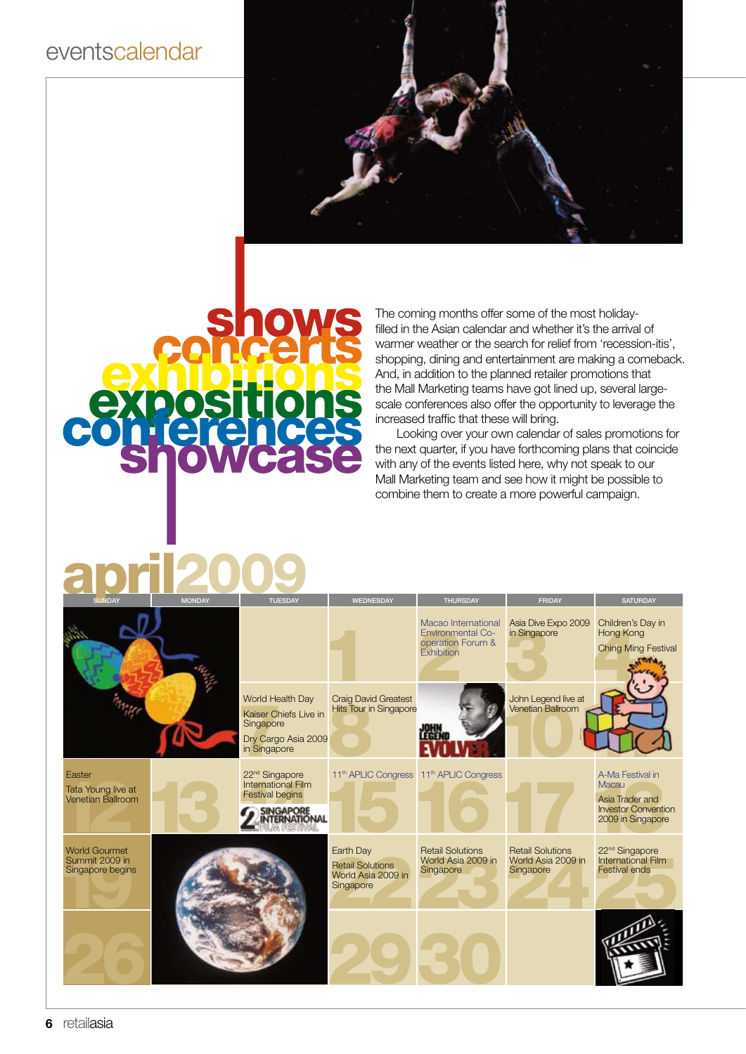# eventscalendar

**shows**
**concerts**
**exhibitions**
**expositions**
**conferences**
**showcase**

The coming months offer some of the most holiday-filled in the Asian calendar and whether it's the arrival of warmer weather or the search for relief from 'recession-itis', shopping, dining and entertainment are making a comeback. And, in addition to the planned retailer promotions that the Mall Marketing teams have got lined up, several large-scale conferences also offer the opportunity to leverage the increased traffic that these will bring.

Looking over your own calendar of sales promotions for the next quarter, if you have forthcoming plans that coincide with any of the events listed here, why not speak to our Mall Marketing team and see how it might be possible to combine them to create a more powerful campaign.

## april2009

| SUNDAY | MONDAY | TUESDAY | WEDNESDAY | THURSDAY | FRIDAY | SATURDAY |
|---|---|---|---|---|---|---|
| | | | 1 | 2 Macao International Environmental Co-operation Forum & Exhibition | 3 Asia Dive Expo 2009 in Singapore | 4 Children's Day in Hong Kong; Ching Ming Festival |
| 5 | 6 | 7 World Health Day; Kaiser Chiefs Live in Singapore; Dry Cargo Asia 2009 in Singapore | 8 Craig David Greatest Hits Tour in Singapore | 9 | 10 John Legend live at Venetian Ballroom | 11 |
| 12 Easter; Tata Young live at Venetian Ballroom | 13 | 14 22nd Singapore International Film Festival begins | 15 11th APLIC Congress | 16 11th APLIC Congress | 17 | 18 A-Ma Festival in Macau; Asia Trader and Investor Convention 2009 in Singapore |
| 19 World Gourmet Summit 2009 in Singapore begins | 20 | 21 | 22 Earth Day; Retail Solutions World Asia 2009 in Singapore | 23 Retail Solutions World Asia 2009 in Singapore | 24 Retail Solutions World Asia 2009 in Singapore | 25 22nd Singapore International Film Festival ends |
| 26 | 27 | 28 | 29 | 30 | | |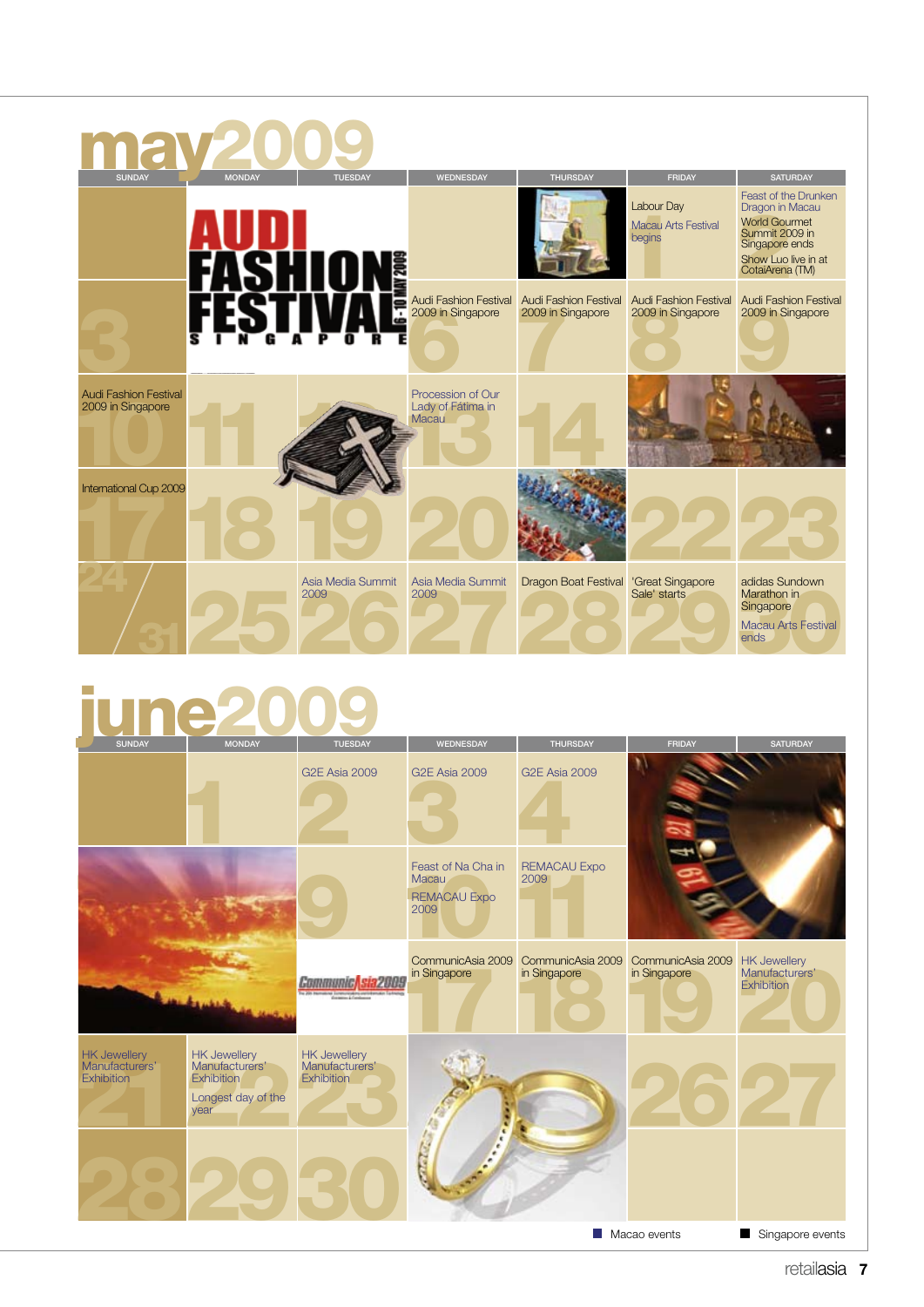# may 2009

| SUNDAY | MONDAY | TUESDAY | WEDNESDAY | THURSDAY | FRIDAY | SATURDAY |
|---|---|---|---|---|---|---|
| | | | | | 1 Labour Day; Macau Arts Festival begins | 2 Feast of the Drunken Dragon in Macau; World Gourmet Summit 2009 in Singapore ends; Show Luo live in at CotaiArena (TM) |
| 3 | 4 | 5 | 6 Audi Fashion Festival 2009 in Singapore | 7 Audi Fashion Festival 2009 in Singapore | 8 Audi Fashion Festival 2009 in Singapore | 9 Audi Fashion Festival 2009 in Singapore |
| 10 Audi Fashion Festival 2009 in Singapore | 11 | 12 | 13 Procession of Our Lady of Fátima in Macau | 14 | 15 | 16 |
| 17 International Cup 2009 | 18 | 19 | 20 | 21 | 22 | 23 |
| 24/31 | 25 | 26 Asia Media Summit 2009 | 27 Asia Media Summit 2009 | 28 Dragon Boat Festival | 29 'Great Singapore Sale' starts | 30 adidas Sundown Marathon in Singapore; Macau Arts Festival ends |

AUDI FASHION FESTIVAL SINGAPORE 6 - 10 MAY 2009

# june 2009

| SUNDAY | MONDAY | TUESDAY | WEDNESDAY | THURSDAY | FRIDAY | SATURDAY |
|---|---|---|---|---|---|---|
| | 1 | 2 G2E Asia 2009 | 3 G2E Asia 2009 | 4 G2E Asia 2009 | 5 | 6 |
| 7 | 8 | 9 | 10 Feast of Na Cha in Macau; REMACAU Expo 2009 | 11 REMACAU Expo 2009 | 12 | 13 |
| 14 | 15 | 16 | 17 CommunicAsia 2009 in Singapore | 18 CommunicAsia 2009 in Singapore | 19 CommunicAsia 2009 in Singapore | 20 HK Jewellery Manufacturers' Exhibition |
| 21 HK Jewellery Manufacturers' Exhibition | 22 HK Jewellery Manufacturers' Exhibition; Longest day of the year | 23 HK Jewellery Manufacturers' Exhibition | 24 | 25 | 26 | 27 |
| 28 | 29 | 30 | | | | |

CommunicAsia2009

■ Macao events ■ Singapore events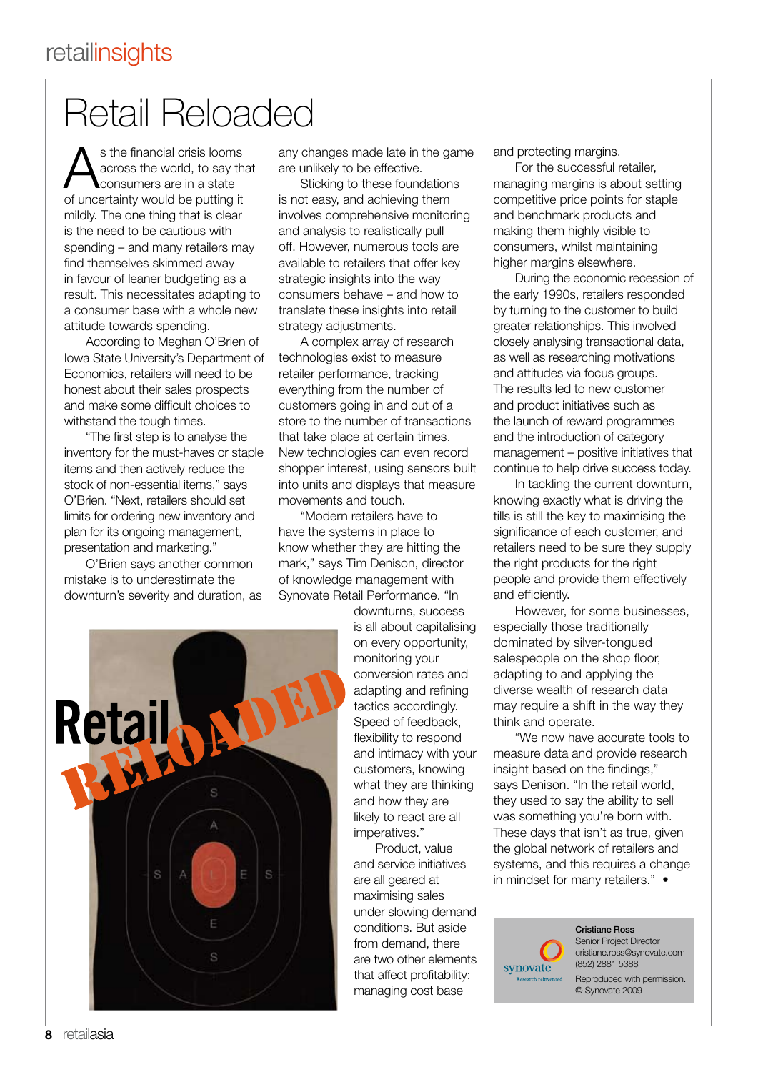# Retail Reloaded

As the financial crisis looms across the world, to say that consumers are in a state of uncertainty would be putting it mildly. The one thing that is clear is the need to be cautious with spending – and many retailers may find themselves skimmed away in favour of leaner budgeting as a result. This necessitates adapting to a consumer base with a whole new attitude towards spending.

According to Meghan O'Brien of Iowa State University's Department of Economics, retailers will need to be honest about their sales prospects and make some difficult choices to withstand the tough times.

"The first step is to analyse the inventory for the must-haves or staple items and then actively reduce the stock of non-essential items," says O'Brien. "Next, retailers should set limits for ordering new inventory and plan for its ongoing management, presentation and marketing."

O'Brien says another common mistake is to underestimate the downturn's severity and duration, as any changes made late in the game are unlikely to be effective.

Sticking to these foundations is not easy, and achieving them involves comprehensive monitoring and analysis to realistically pull off. However, numerous tools are available to retailers that offer key strategic insights into the way consumers behave – and how to translate these insights into retail strategy adjustments.

A complex array of research technologies exist to measure retailer performance, tracking everything from the number of customers going in and out of a store to the number of transactions that take place at certain times. New technologies can even record shopper interest, using sensors built into units and displays that measure movements and touch.

"Modern retailers have to have the systems in place to know whether they are hitting the mark," says Tim Denison, director of knowledge management with Synovate Retail Performance. "In downturns, success is all about capitalising on every opportunity, monitoring your conversion rates and adapting and refining tactics accordingly. Speed of feedback, flexibility to respond and intimacy with your customers, knowing what they are thinking and how they are likely to react are all imperatives."

Product, value and service initiatives are all geared at maximising sales under slowing demand conditions. But aside from demand, there are two other elements that affect profitability: managing cost base and protecting margins.

For the successful retailer, managing margins is about setting competitive price points for staple and benchmark products and making them highly visible to consumers, whilst maintaining higher margins elsewhere.

During the economic recession of the early 1990s, retailers responded by turning to the customer to build greater relationships. This involved closely analysing transactional data, as well as researching motivations and attitudes via focus groups. The results led to new customer and product initiatives such as the launch of reward programmes and the introduction of category management – positive initiatives that continue to help drive success today.

In tackling the current downturn, knowing exactly what is driving the tills is still the key to maximising the significance of each customer, and retailers need to be sure they supply the right products for the right people and provide them effectively and efficiently.

However, for some businesses, especially those traditionally dominated by silver-tongued salespeople on the shop floor, adapting to and applying the diverse wealth of research data may require a shift in the way they think and operate.

"We now have accurate tools to measure data and provide research insight based on the findings," says Denison. "In the retail world, they used to say the ability to sell was something you're born with. These days that isn't as true, given the global network of retailers and systems, and this requires a change in mindset for many retailers." •

**Cristiane Ross**
Senior Project Director
cristiane.ross@synovate.com
(852) 2881 5388

Reproduced with permission.
© Synovate 2009